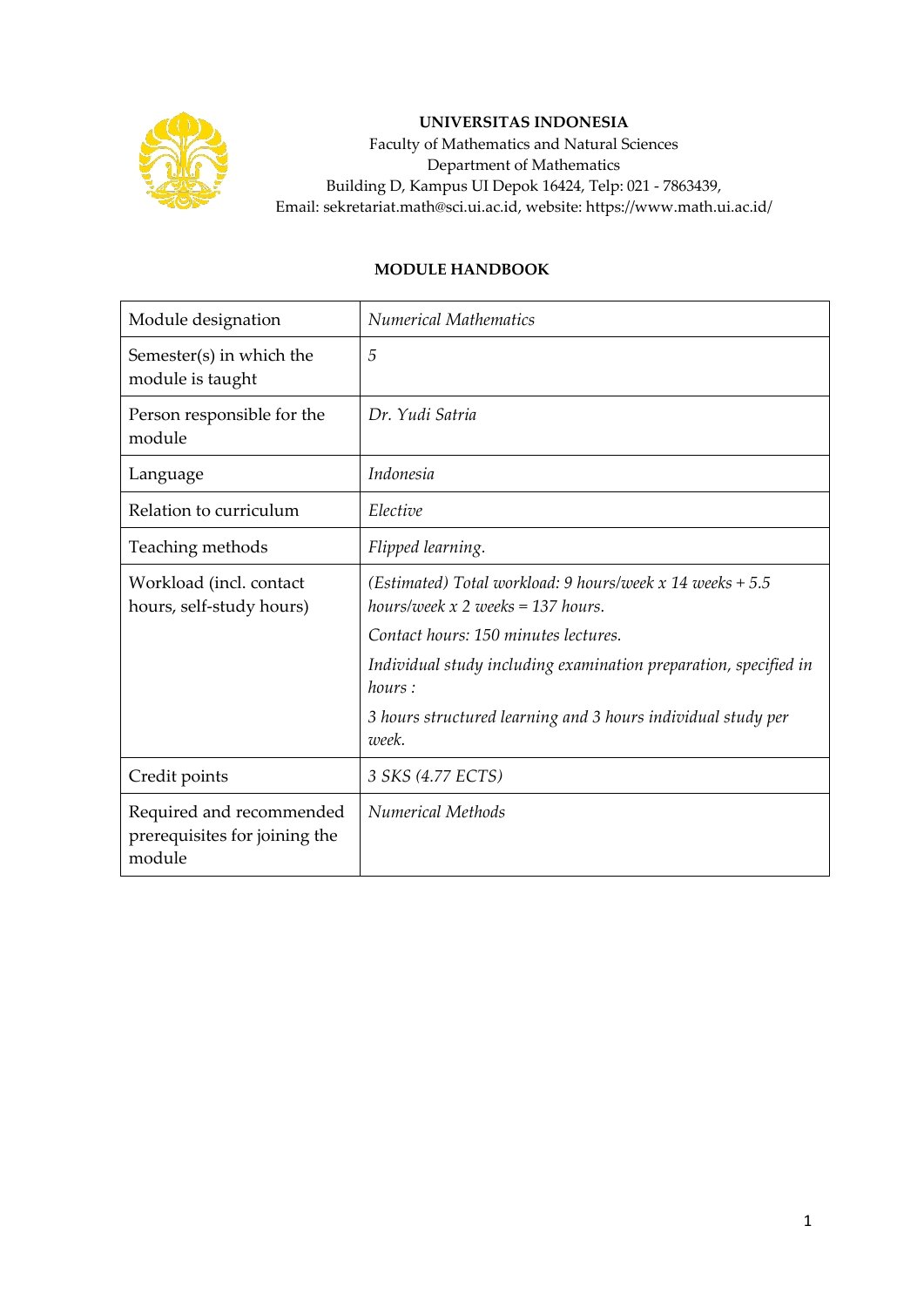**UNIVERSITAS INDONESIA**
Faculty of Mathematics and Natural Sciences
Department of Mathematics
Building D, Kampus UI Depok 16424, Telp: 021 - 7863439,
Email: sekretariat.math@sci.ui.ac.id, website: https://www.math.ui.ac.id/

**MODULE HANDBOOK**

| Module designation | *Numerical Mathematics* |
|---|---|
| Semester(s) in which the module is taught | *5* |
| Person responsible for the module | *Dr. Yudi Satria* |
| Language | *Indonesia* |
| Relation to curriculum | *Elective* |
| Teaching methods | *Flipped learning.* |
| Workload (incl. contact hours, self-study hours) | *(Estimated) Total workload: 9 hours/week x 14 weeks + 5.5 hours/week x 2 weeks = 137 hours.*<br>*Contact hours: 150 minutes lectures.*<br>*Individual study including examination preparation, specified in hours :*<br>*3 hours structured learning and 3 hours individual study per week.* |
| Credit points | *3 SKS (4.77 ECTS)* |
| Required and recommended prerequisites for joining the module | *Numerical Methods* |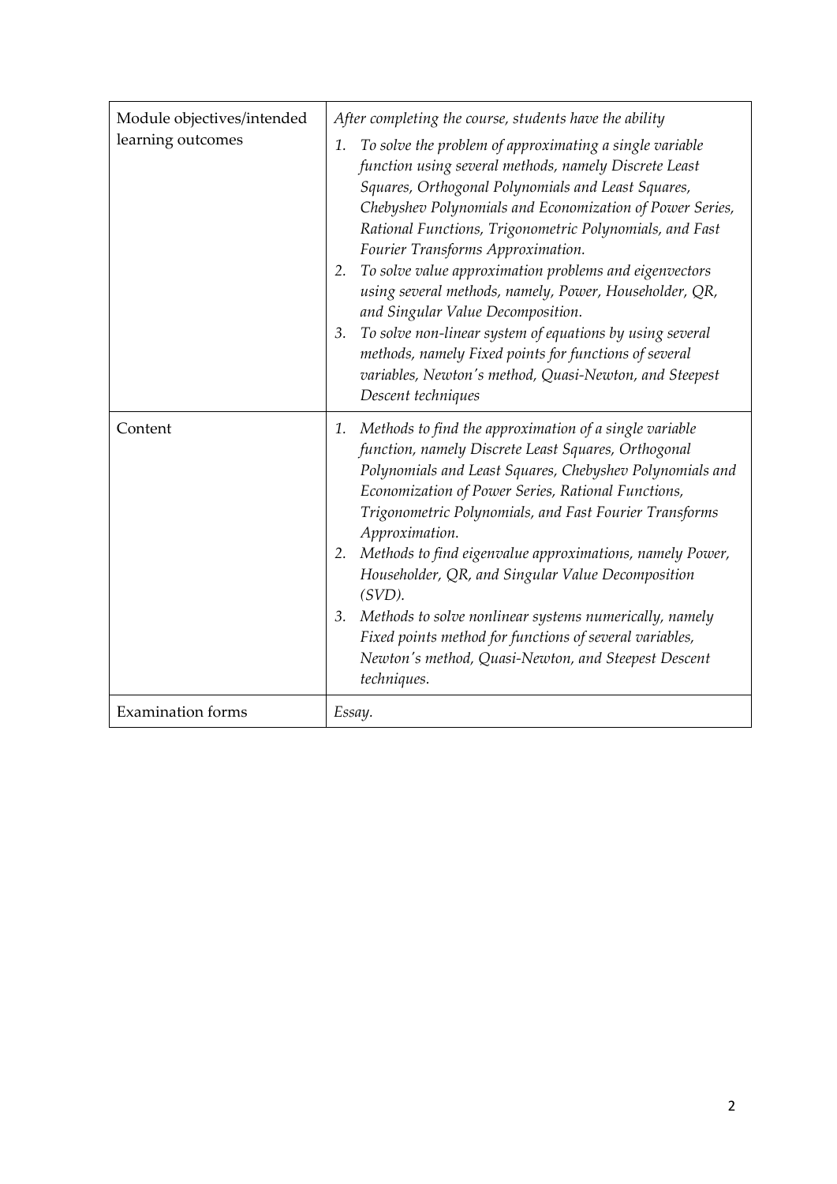| Module objectives/intended learning outcomes | *After completing the course, students have the ability*<br>1. *To solve the problem of approximating a single variable function using several methods, namely Discrete Least Squares, Orthogonal Polynomials and Least Squares, Chebyshev Polynomials and Economization of Power Series, Rational Functions, Trigonometric Polynomials, and Fast Fourier Transforms Approximation.*<br>2. *To solve value approximation problems and eigenvectors using several methods, namely, Power, Householder, QR, and Singular Value Decomposition.*<br>3. *To solve non-linear system of equations by using several methods, namely Fixed points for functions of several variables, Newton's method, Quasi-Newton, and Steepest Descent techniques* |
|---|---|
| Content | 1. *Methods to find the approximation of a single variable function, namely Discrete Least Squares, Orthogonal Polynomials and Least Squares, Chebyshev Polynomials and Economization of Power Series, Rational Functions, Trigonometric Polynomials, and Fast Fourier Transforms Approximation.*<br>2. *Methods to find eigenvalue approximations, namely Power, Householder, QR, and Singular Value Decomposition (SVD).*<br>3. *Methods to solve nonlinear systems numerically, namely Fixed points method for functions of several variables, Newton's method, Quasi-Newton, and Steepest Descent techniques.* |
| Examination forms | *Essay.* |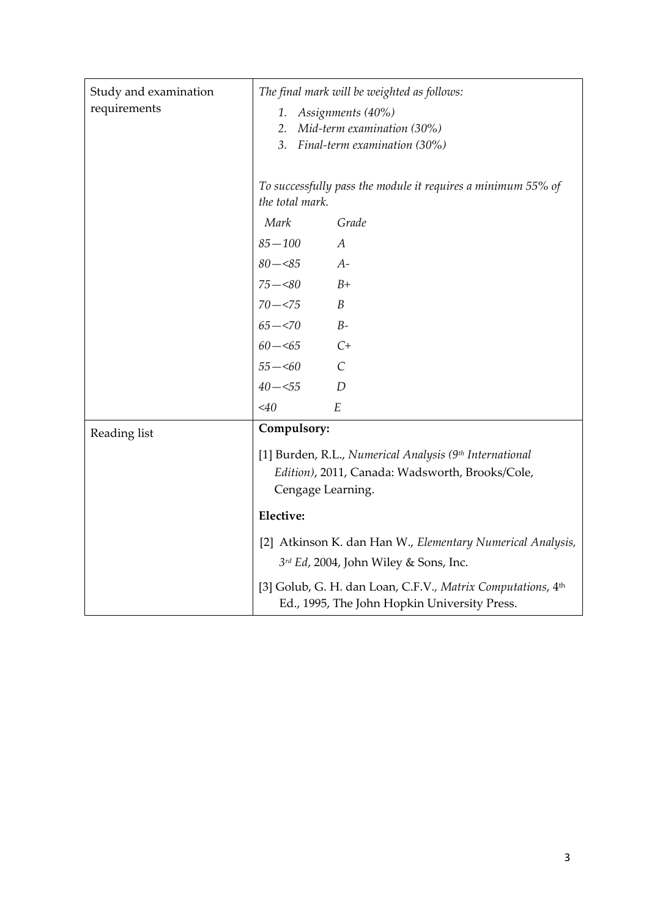| | |
|---|---|
| Study and examination requirements | *The final mark will be weighted as follows:*<br>1. *Assignments (40%)*<br>2. *Mid-term examination (30%)*<br>3. *Final-term examination (30%)*<br><br>*To successfully pass the module it requires a minimum 55% of the total mark.*<br><br>*Mark* — *Grade*<br>*85—100* — *A*<br>*80—<85* — *A-*<br>*75—<80* — *B+*<br>*70—<75* — *B*<br>*65—<70* — *B-*<br>*60—<65* — *C+*<br>*55—<60* — *C*<br>*40—<55* — *D*<br>*<40* — *E* |
| Reading list | **Compulsory:**<br>[1] Burden, R.L., *Numerical Analysis (9th International Edition)*, 2011, Canada: Wadsworth, Brooks/Cole, Cengage Learning.<br><br>**Elective:**<br>[2] Atkinson K. dan Han W., *Elementary Numerical Analysis, 3rd Ed*, 2004, John Wiley & Sons, Inc.<br>[3] Golub, G. H. dan Loan, C.F.V., *Matrix Computations*, 4th Ed., 1995, The John Hopkin University Press. |